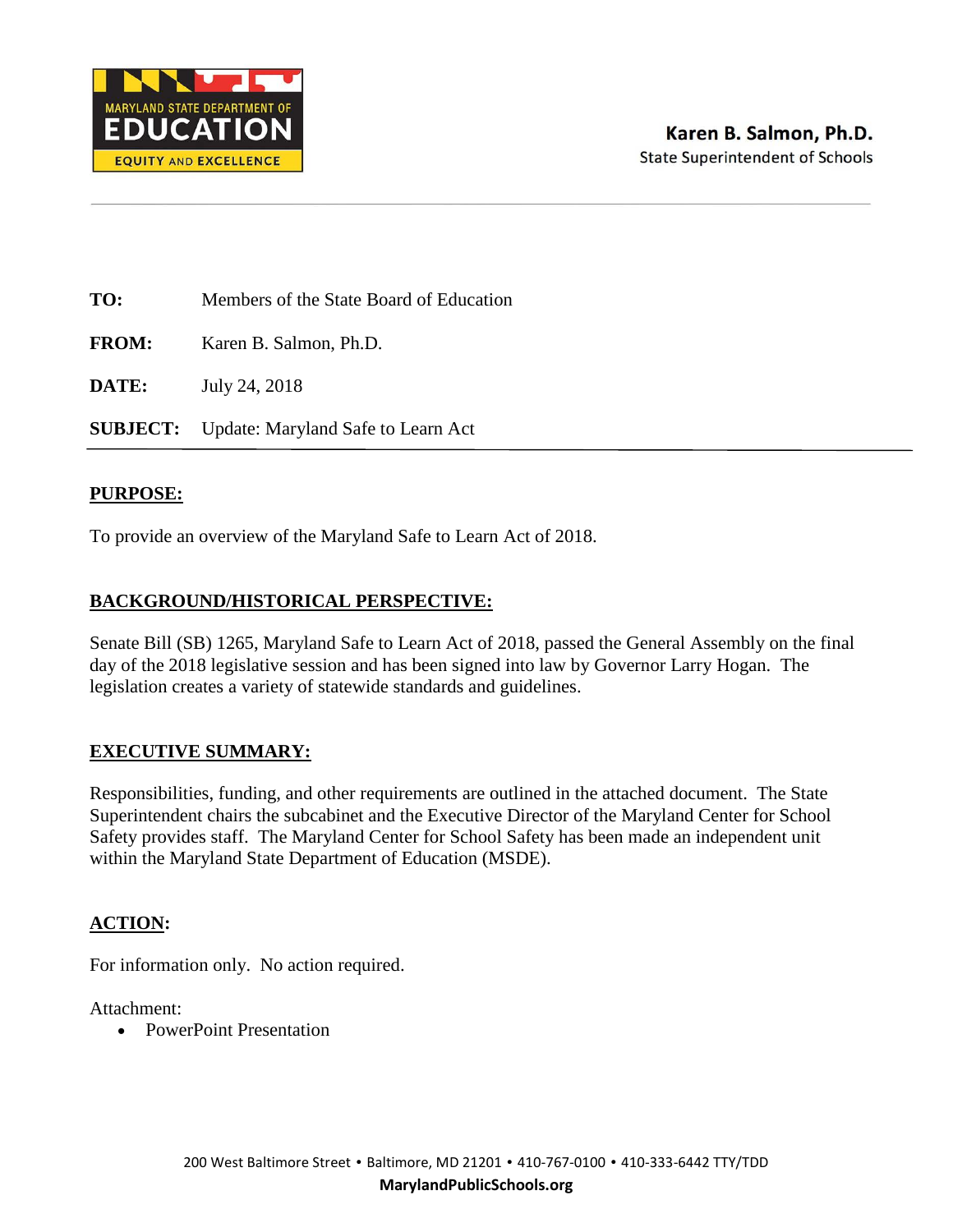MARYLAND STATE DEPARTMENT OF
EDUCATION
EQUITY AND EXCELLENCE

**Karen B. Salmon, Ph.D.**
State Superintendent of Schools

**TO:** Members of the State Board of Education

**FROM:** Karen B. Salmon, Ph.D.

**DATE:** July 24, 2018

**SUBJECT:** Update: Maryland Safe to Learn Act

---

## PURPOSE:

To provide an overview of the Maryland Safe to Learn Act of 2018.

## BACKGROUND/HISTORICAL PERSPECTIVE:

Senate Bill (SB) 1265, Maryland Safe to Learn Act of 2018, passed the General Assembly on the final day of the 2018 legislative session and has been signed into law by Governor Larry Hogan. The legislation creates a variety of statewide standards and guidelines.

## EXECUTIVE SUMMARY:

Responsibilities, funding, and other requirements are outlined in the attached document. The State Superintendent chairs the subcabinet and the Executive Director of the Maryland Center for School Safety provides staff. The Maryland Center for School Safety has been made an independent unit within the Maryland State Department of Education (MSDE).

## ACTION:

For information only. No action required.

Attachment:

- PowerPoint Presentation

200 West Baltimore Street • Baltimore, MD 21201 • 410-767-0100 • 410-333-6442 TTY/TDD
**MarylandPublicSchools.org**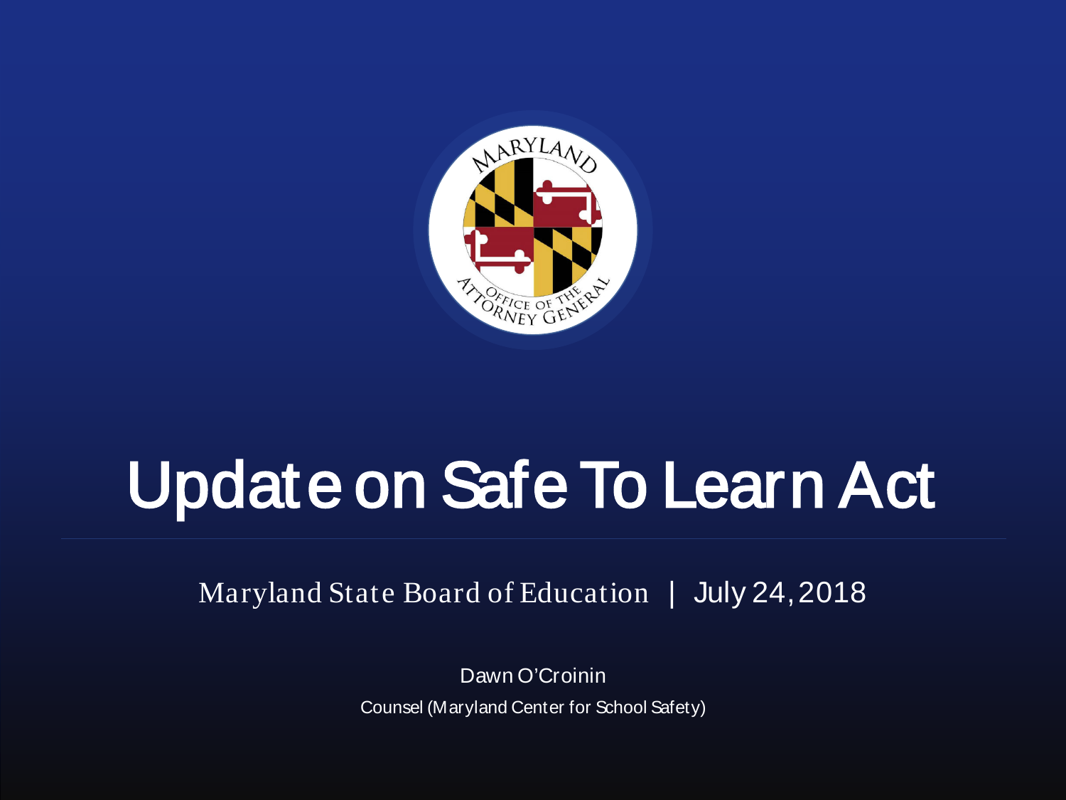# Update on Safe To Learn Act

Maryland State Board of Education | July 24, 2018

Dawn O'Croinin

Counsel (Maryland Center for School Safety)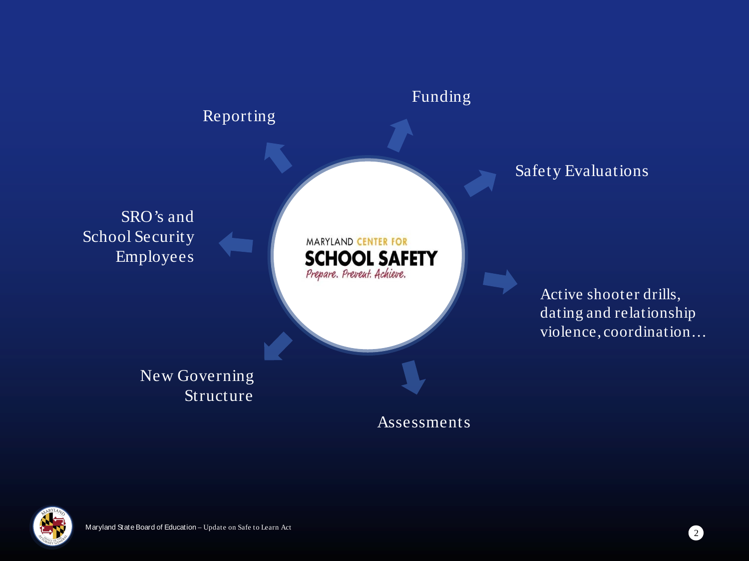**MARYLAND CENTER FOR SCHOOL SAFETY**

*Prepare. Prevent. Achieve.*

- Funding
- Safety Evaluations
- Active shooter drills, dating and relationship violence, coordination…
- Assessments
- New Governing Structure
- SRO's and School Security Employees
- Reporting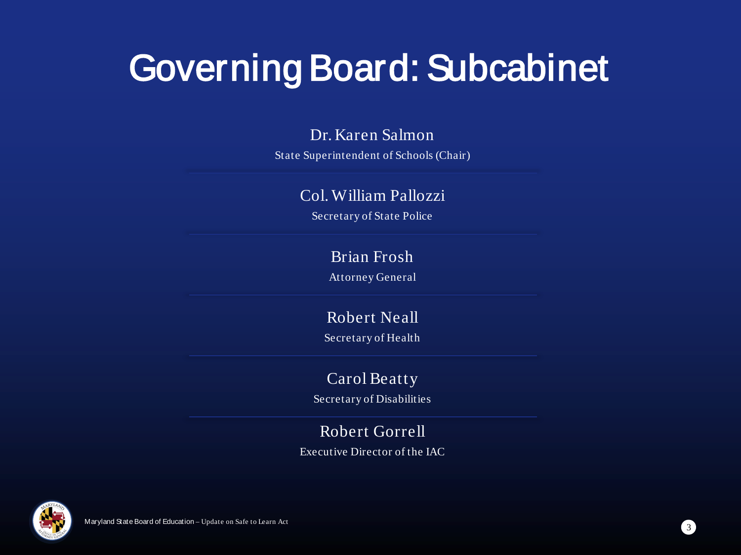# Governing Board: Subcabinet

Dr. Karen Salmon
State Superintendent of Schools (Chair)

Col. William Pallozzi
Secretary of State Police

Brian Frosh
Attorney General

Robert Neall
Secretary of Health

Carol Beatty
Secretary of Disabilities

Robert Gorrell
Executive Director of the IAC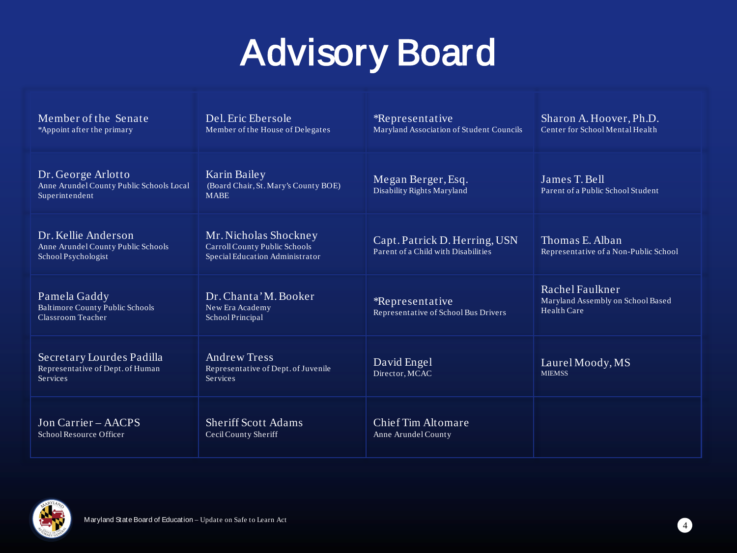# Advisory Board

| | | | |
|---|---|---|---|
| Member of the Senate<br>*Appoint after the primary | Del. Eric Ebersole<br>Member of the House of Delegates | *Representative<br>Maryland Association of Student Councils | Sharon A. Hoover, Ph.D.<br>Center for School Mental Health |
| Dr. George Arlotto<br>Anne Arundel County Public Schools Local Superintendent | Karin Bailey<br>(Board Chair, St. Mary's County BOE)<br>MABE | Megan Berger, Esq.<br>Disability Rights Maryland | James T. Bell<br>Parent of a Public School Student |
| Dr. Kellie Anderson<br>Anne Arundel County Public Schools<br>School Psychologist | Mr. Nicholas Shockney<br>Carroll County Public Schools<br>Special Education Administrator | Capt. Patrick D. Herring, USN<br>Parent of a Child with Disabilities | Thomas E. Alban<br>Representative of a Non-Public School |
| Pamela Gaddy<br>Baltimore County Public Schools<br>Classroom Teacher | Dr. Chanta'M. Booker<br>New Era Academy<br>School Principal | *Representative<br>Representative of School Bus Drivers | Rachel Faulkner<br>Maryland Assembly on School Based Health Care |
| Secretary Lourdes Padilla<br>Representative of Dept. of Human Services | Andrew Tress<br>Representative of Dept. of Juvenile Services | David Engel<br>Director, MCAC | Laurel Moody, MS<br>MIEMSS |
| Jon Carrier – AACPS<br>School Resource Officer | Sheriff Scott Adams<br>Cecil County Sheriff | Chief Tim Altomare<br>Anne Arundel County | |

Maryland State Board of Education – Update on Safe to Learn Act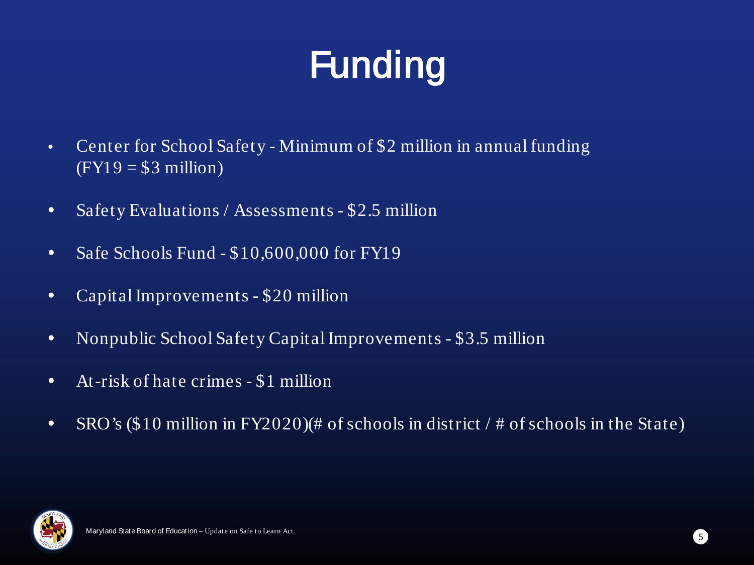# Funding

- Center for School Safety - Minimum of $2 million in annual funding (FY19 = $3 million)
- Safety Evaluations / Assessments - $2.5 million
- Safe Schools Fund - $10,600,000 for FY19
- Capital Improvements - $20 million
- Nonpublic School Safety Capital Improvements - $3.5 million
- At-risk of hate crimes - $1 million
- SRO's ($10 million in FY2020)(# of schools in district / # of schools in the State)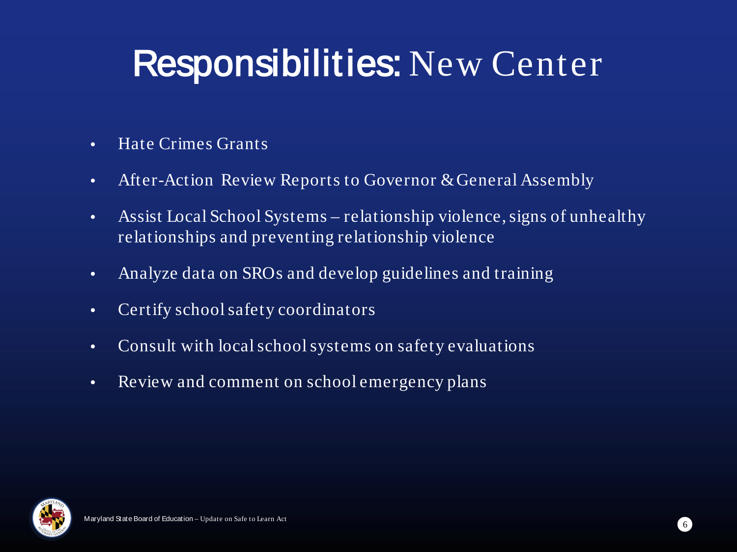# Responsibilities: New Center

- Hate Crimes Grants
- After-Action Review Reports to Governor & General Assembly
- Assist Local School Systems – relationship violence, signs of unhealthy relationships and preventing relationship violence
- Analyze data on SROs and develop guidelines and training
- Certify school safety coordinators
- Consult with local school systems on safety evaluations
- Review and comment on school emergency plans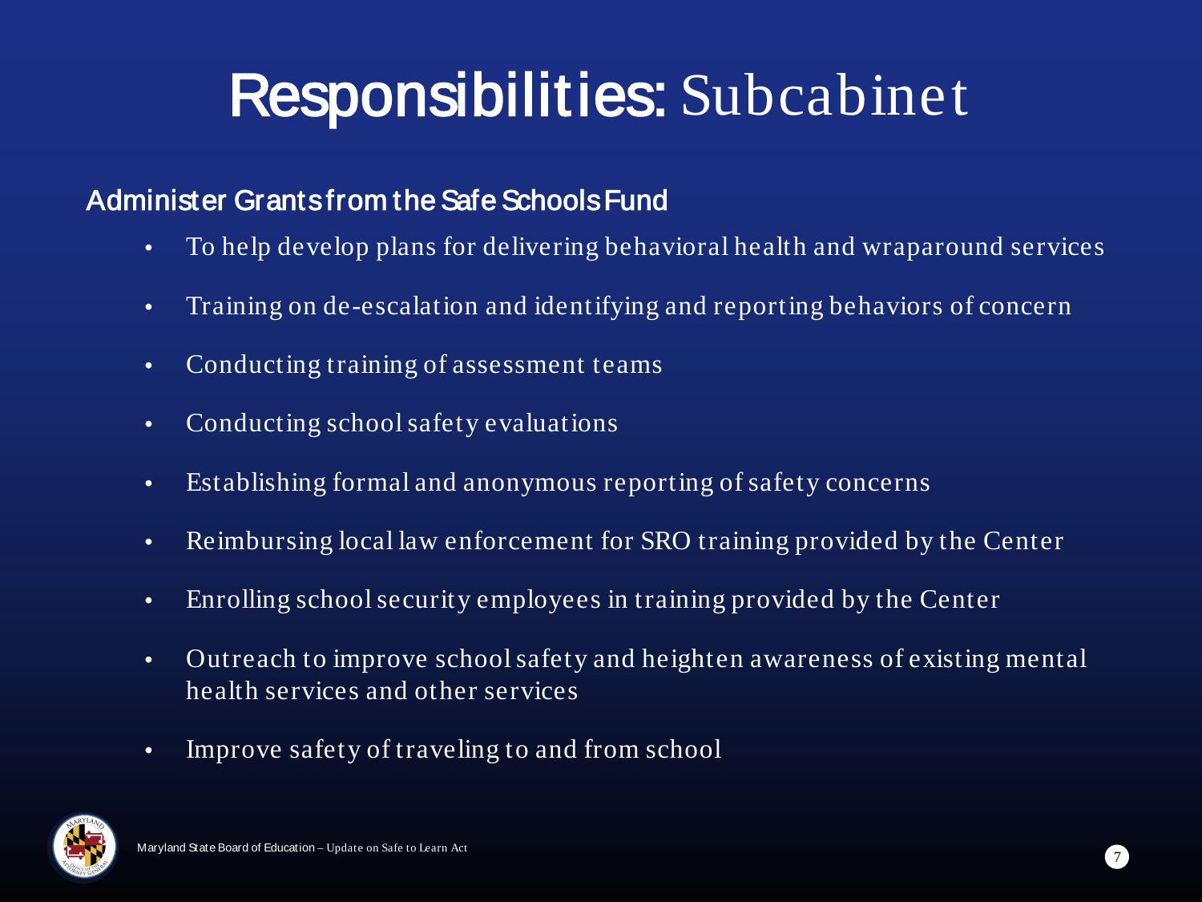# Responsibilities: Subcabinet

## Administer Grants from the Safe Schools Fund

- To help develop plans for delivering behavioral health and wraparound services
- Training on de-escalation and identifying and reporting behaviors of concern
- Conducting training of assessment teams
- Conducting school safety evaluations
- Establishing formal and anonymous reporting of safety concerns
- Reimbursing local law enforcement for SRO training provided by the Center
- Enrolling school security employees in training provided by the Center
- Outreach to improve school safety and heighten awareness of existing mental health services and other services
- Improve safety of traveling to and from school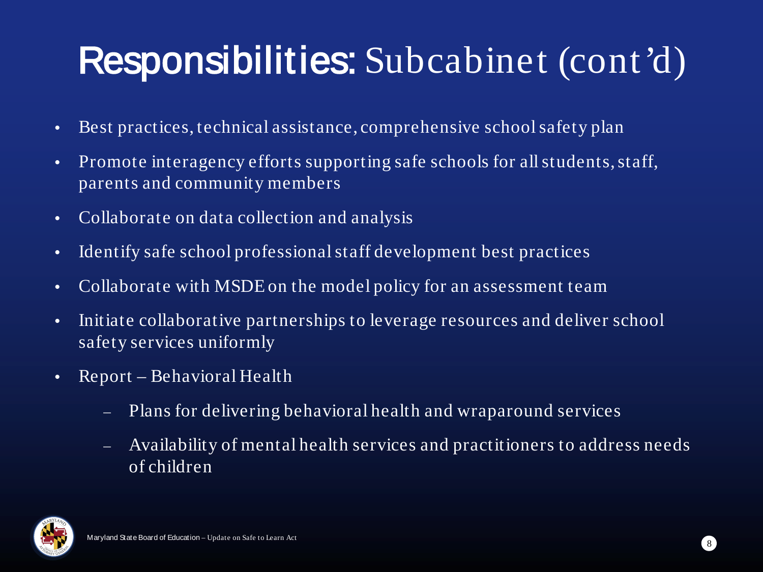# Responsibilities: Subcabinet (cont'd)

- Best practices, technical assistance, comprehensive school safety plan
- Promote interagency efforts supporting safe schools for all students, staff, parents and community members
- Collaborate on data collection and analysis
- Identify safe school professional staff development best practices
- Collaborate with MSDE on the model policy for an assessment team
- Initiate collaborative partnerships to leverage resources and deliver school safety services uniformly
- Report – Behavioral Health
  - Plans for delivering behavioral health and wraparound services
  - Availability of mental health services and practitioners to address needs of children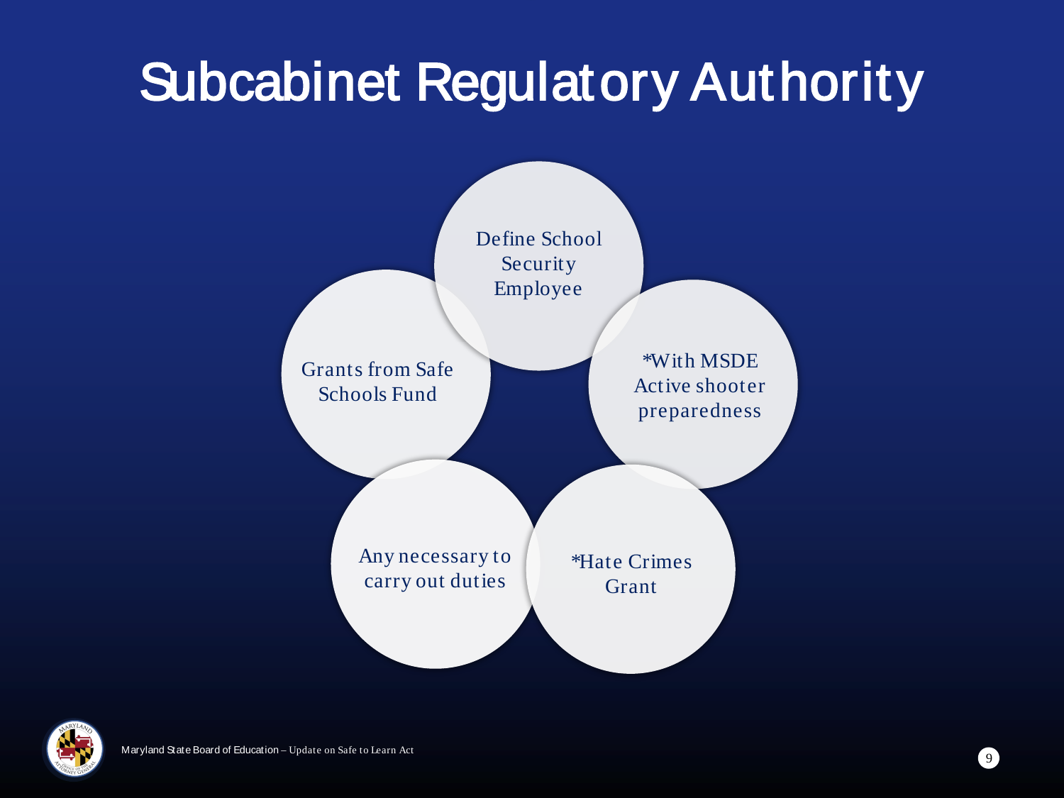# Subcabinet Regulatory Authority

- Define School Security Employee
- *With MSDE Active shooter preparedness
- *Hate Crimes Grant
- Any necessary to carry out duties
- Grants from Safe Schools Fund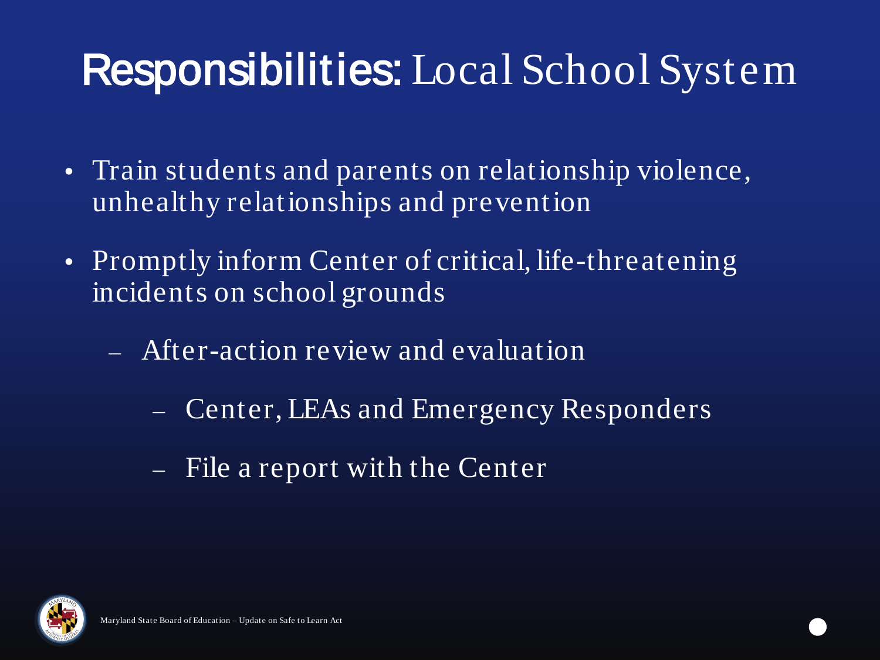# Responsibilities: Local School System

- Train students and parents on relationship violence, unhealthy relationships and prevention
- Promptly inform Center of critical, life-threatening incidents on school grounds
  - After-action review and evaluation
    - Center, LEAs and Emergency Responders
    - File a report with the Center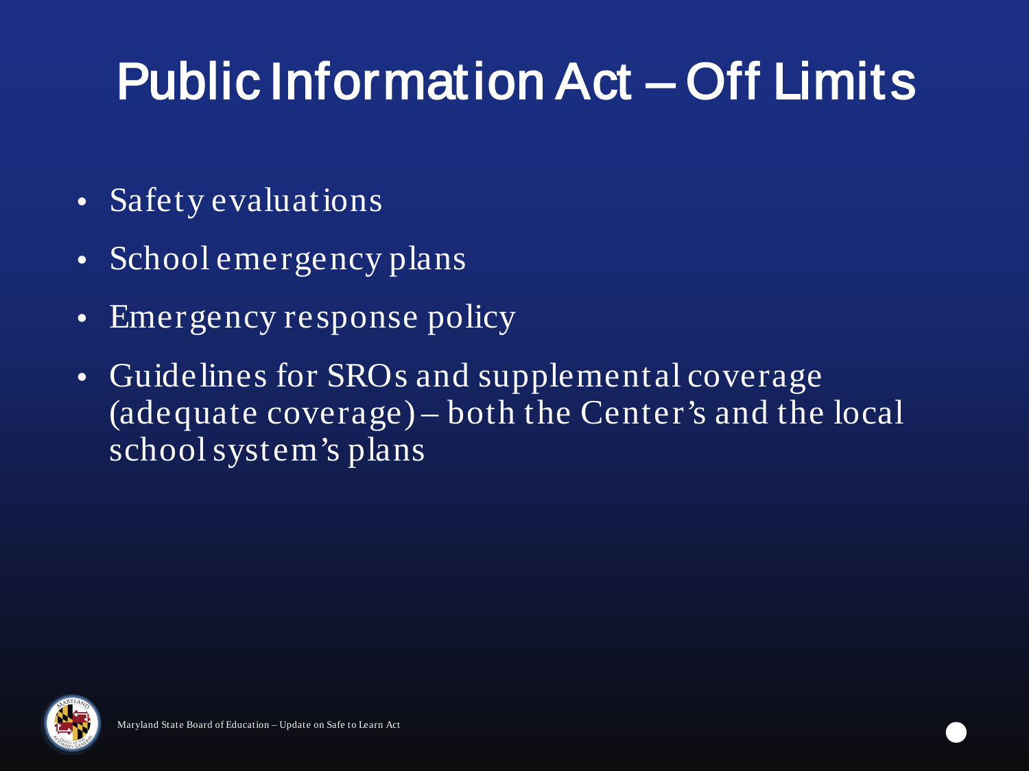# Public Information Act – Off Limits

- Safety evaluations
- School emergency plans
- Emergency response policy
- Guidelines for SROs and supplemental coverage (adequate coverage) – both the Center's and the local school system's plans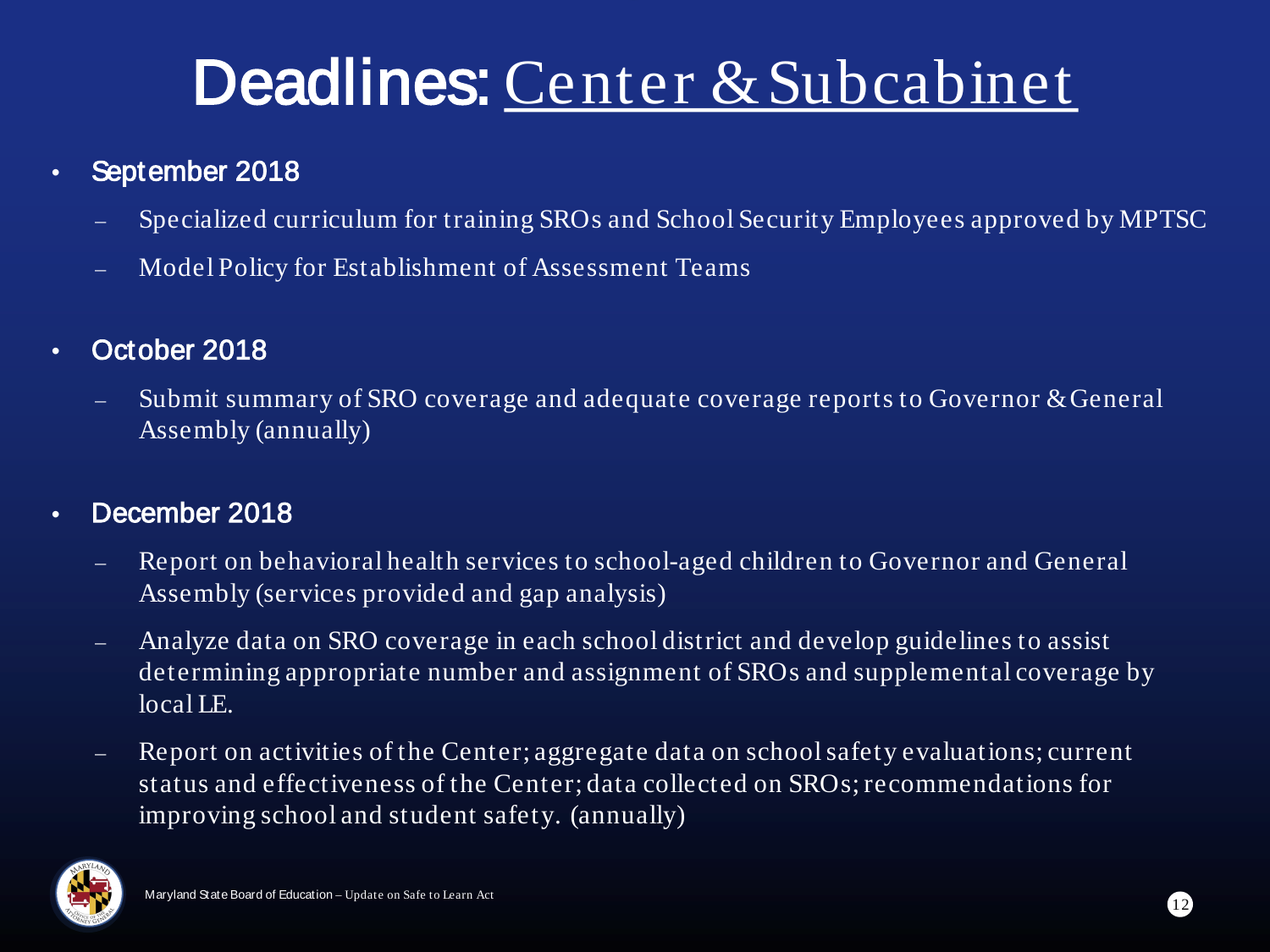# Deadlines: Center & Subcabinet

- **September 2018**
  - Specialized curriculum for training SROs and School Security Employees approved by MPTSC
  - Model Policy for Establishment of Assessment Teams
- **October 2018**
  - Submit summary of SRO coverage and adequate coverage reports to Governor & General Assembly (annually)
- **December 2018**
  - Report on behavioral health services to school-aged children to Governor and General Assembly (services provided and gap analysis)
  - Analyze data on SRO coverage in each school district and develop guidelines to assist determining appropriate number and assignment of SROs and supplemental coverage by local LE.
  - Report on activities of the Center; aggregate data on school safety evaluations; current status and effectiveness of the Center; data collected on SROs; recommendations for improving school and student safety. (annually)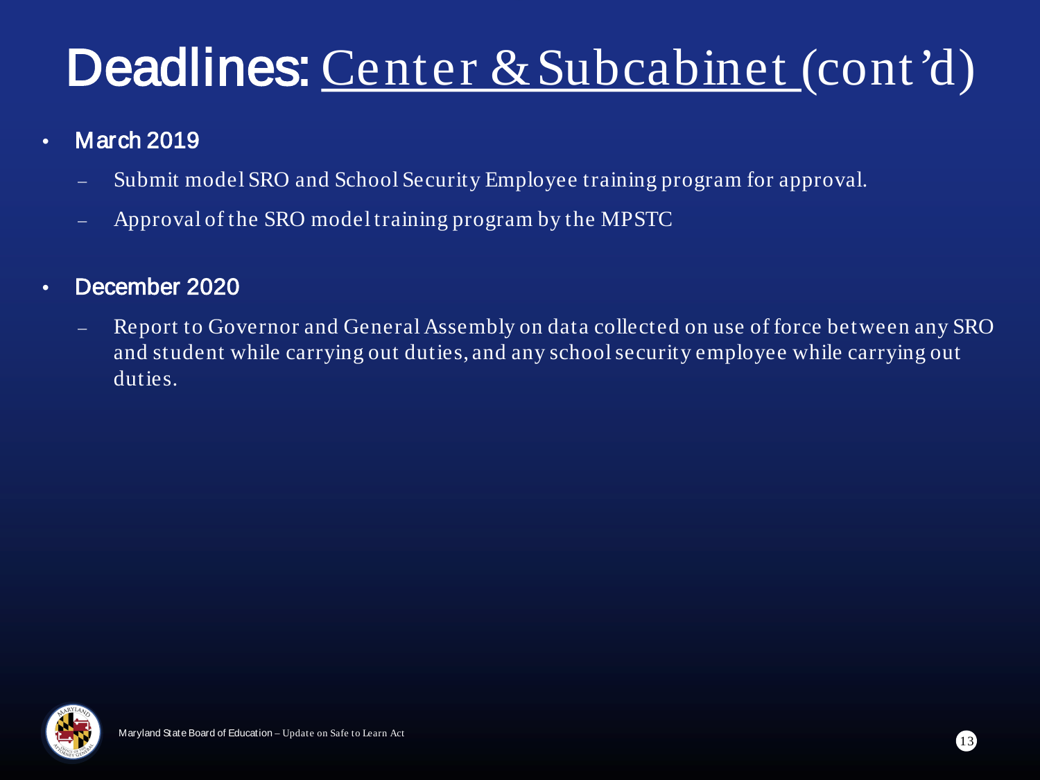# Deadlines: Center & Subcabinet (cont'd)

- **March 2019**
  - Submit model SRO and School Security Employee training program for approval.
  - Approval of the SRO model training program by the MPSTC
- **December 2020**
  - Report to Governor and General Assembly on data collected on use of force between any SRO and student while carrying out duties, and any school security employee while carrying out duties.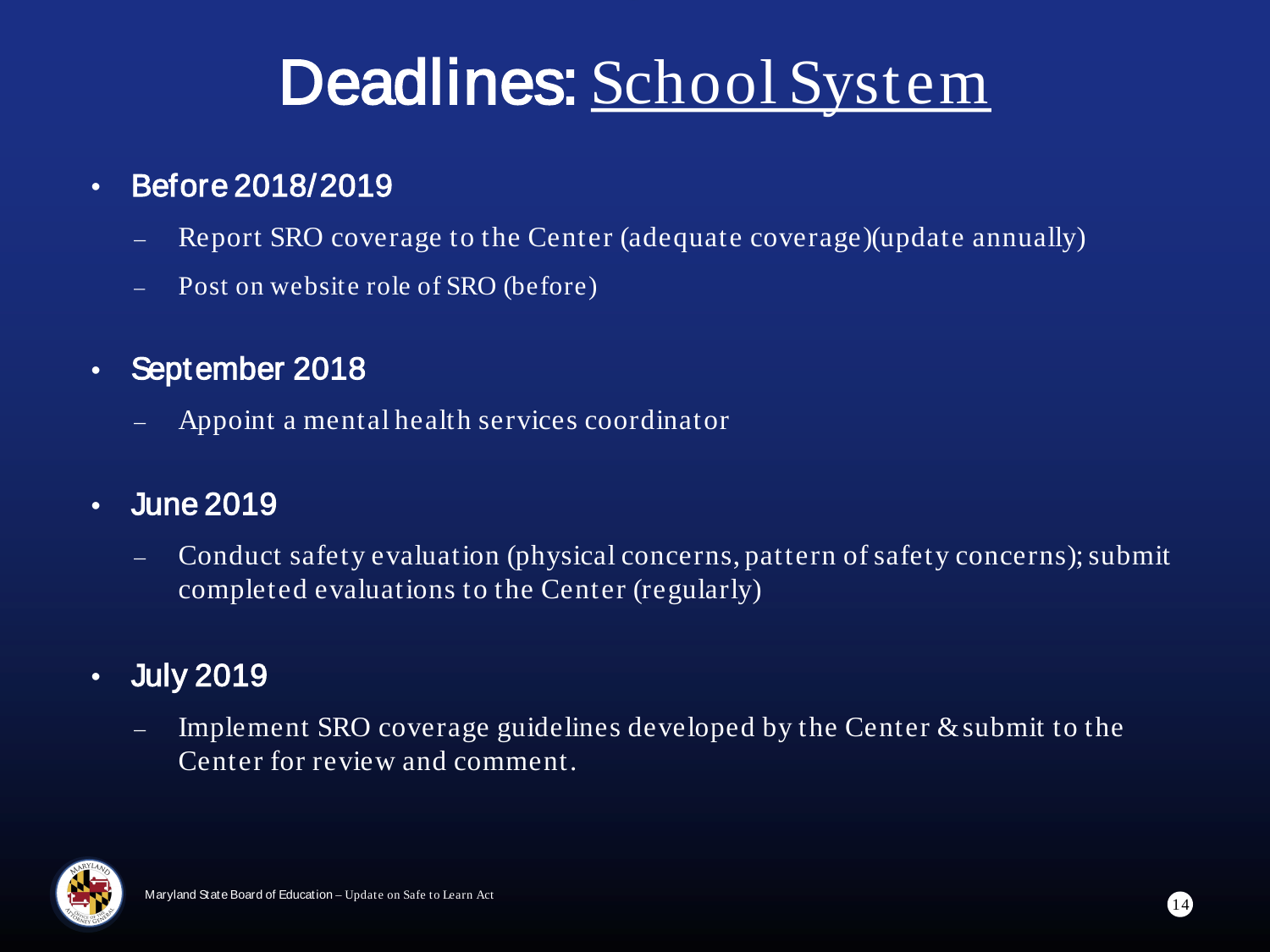# Deadlines: School System

- **Before 2018/2019**
  - Report SRO coverage to the Center (adequate coverage)(update annually)
  - Post on website role of SRO (before)
- **September 2018**
  - Appoint a mental health services coordinator
- **June 2019**
  - Conduct safety evaluation (physical concerns, pattern of safety concerns); submit completed evaluations to the Center (regularly)
- **July 2019**
  - Implement SRO coverage guidelines developed by the Center & submit to the Center for review and comment.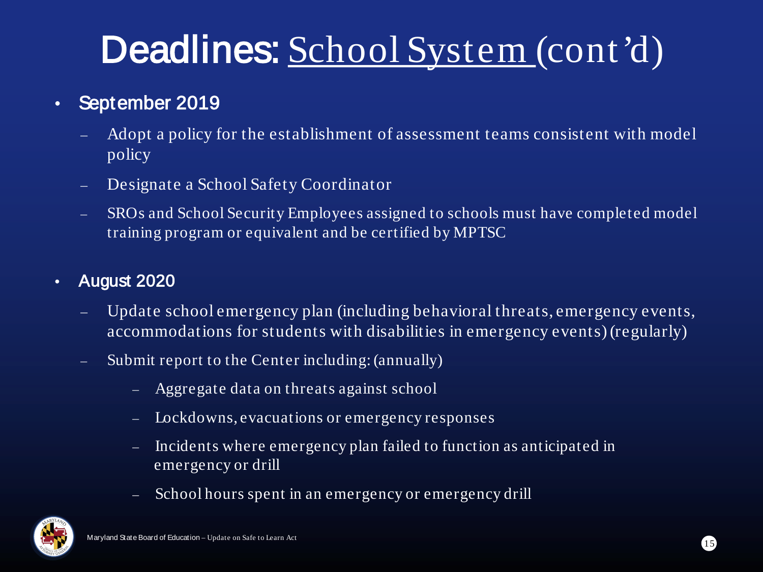# Deadlines: School System (cont'd)

- **September 2019**
  - Adopt a policy for the establishment of assessment teams consistent with model policy
  - Designate a School Safety Coordinator
  - SROs and School Security Employees assigned to schools must have completed model training program or equivalent and be certified by MPTSC
- **August 2020**
  - Update school emergency plan (including behavioral threats, emergency events, accommodations for students with disabilities in emergency events) (regularly)
  - Submit report to the Center including: (annually)
    - Aggregate data on threats against school
    - Lockdowns, evacuations or emergency responses
    - Incidents where emergency plan failed to function as anticipated in emergency or drill
    - School hours spent in an emergency or emergency drill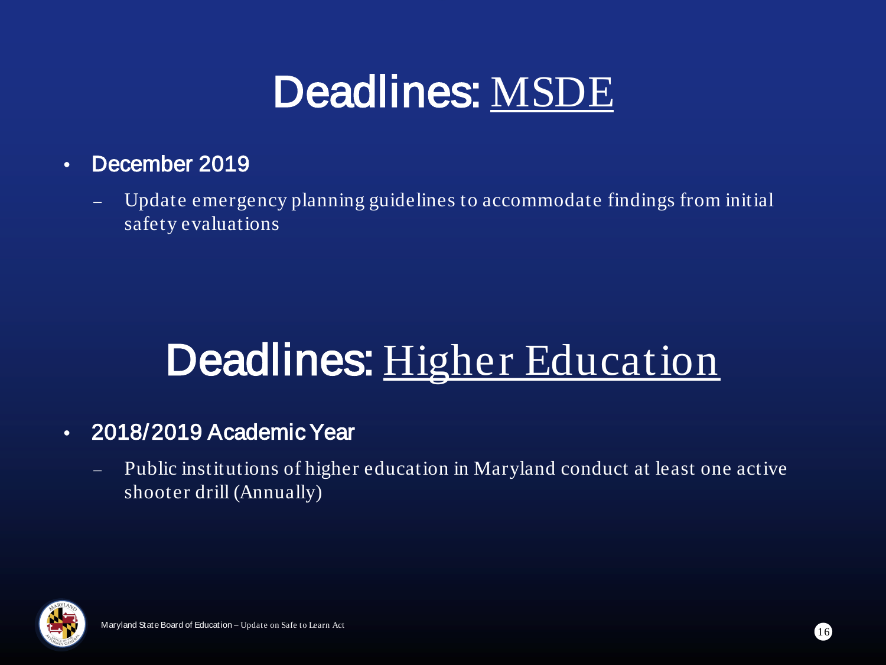# Deadlines: MSDE

- **December 2019**
  - Update emergency planning guidelines to accommodate findings from initial safety evaluations

# Deadlines: Higher Education

- **2018/2019 Academic Year**
  - Public institutions of higher education in Maryland conduct at least one active shooter drill (Annually)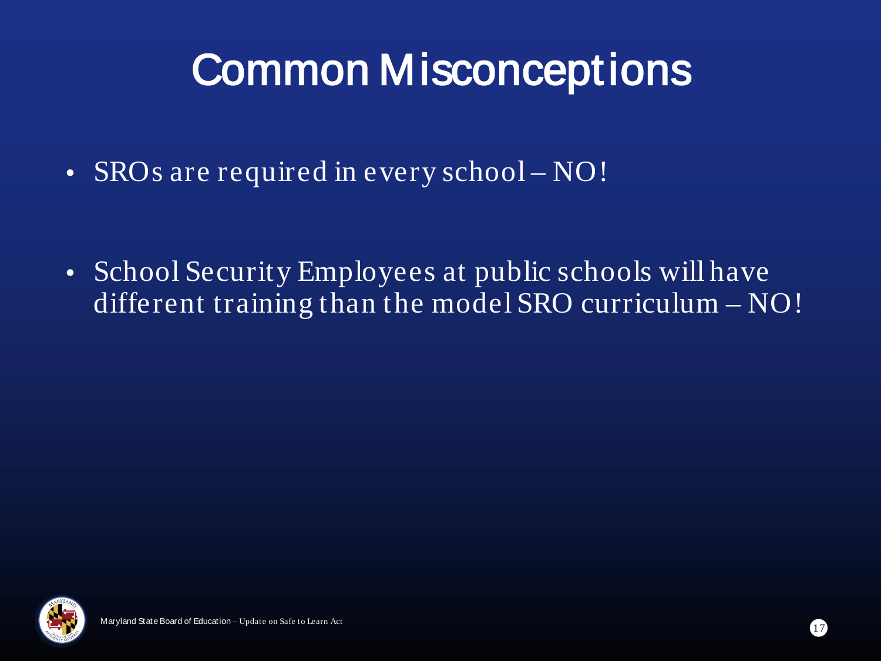# Common Misconceptions

- SROs are required in every school – NO!

- School Security Employees at public schools will have different training than the model SRO curriculum – NO!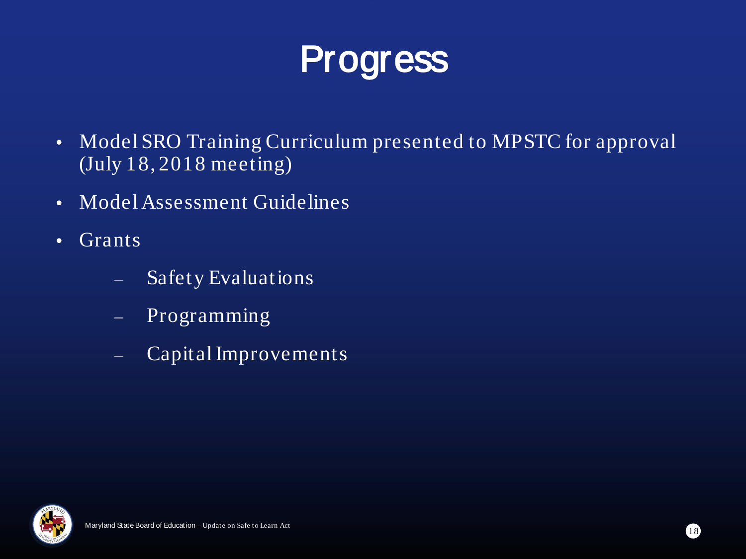# Progress

- Model SRO Training Curriculum presented to MPSTC for approval (July 18, 2018 meeting)
- Model Assessment Guidelines
- Grants
  - Safety Evaluations
  - Programming
  - Capital Improvements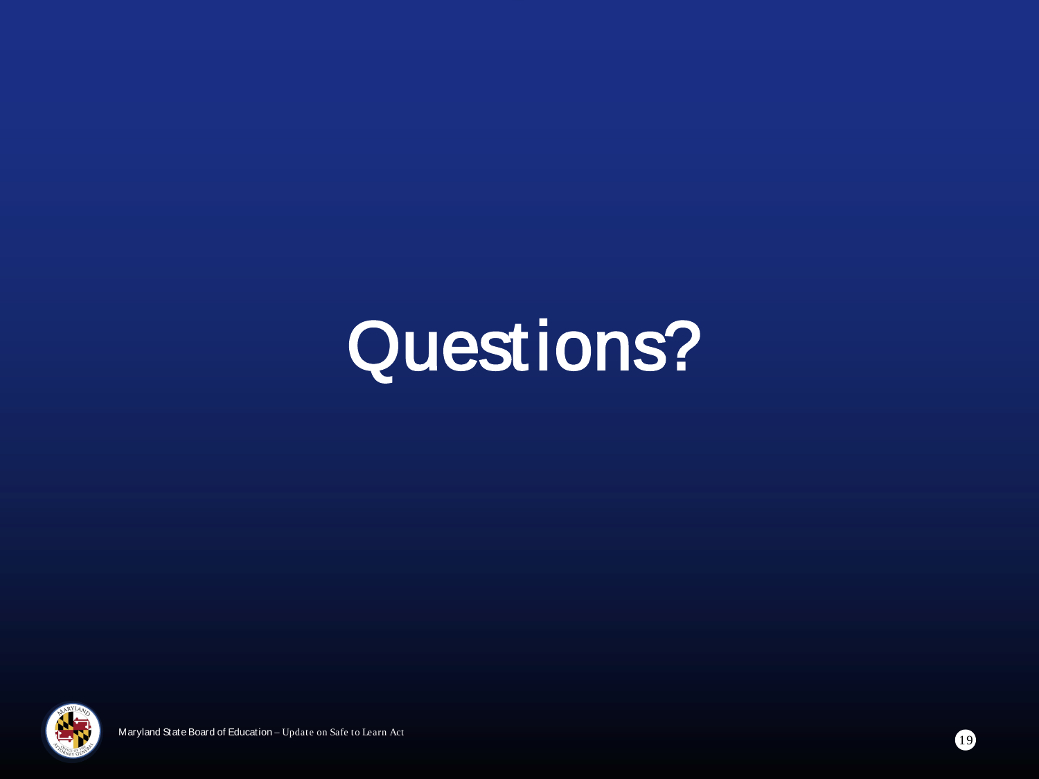# Questions?